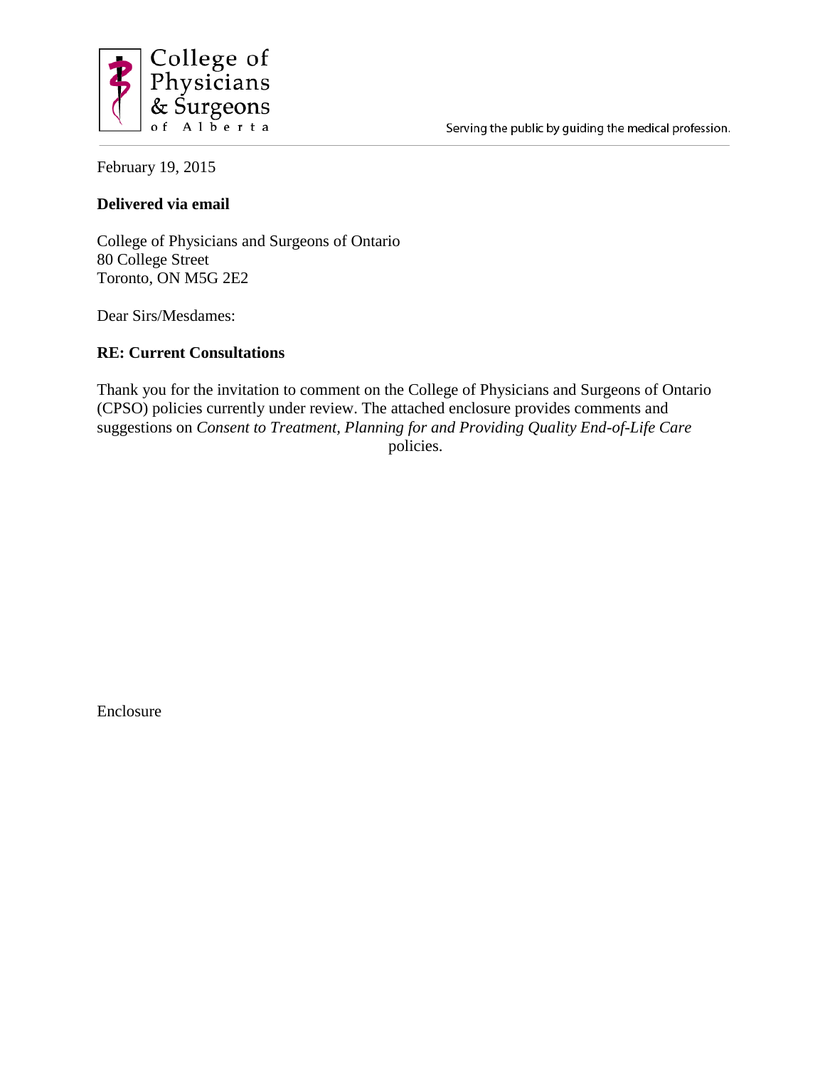College of Physicians & Surgeons of Alberta

Serving the public by guiding the medical profession.

February 19, 2015

**Delivered via email**

College of Physicians and Surgeons of Ontario
80 College Street
Toronto, ON M5G 2E2

Dear Sirs/Mesdames:

**RE: Current Consultations**

Thank you for the invitation to comment on the College of Physicians and Surgeons of Ontario (CPSO) policies currently under review. The attached enclosure provides comments and suggestions on *Consent to Treatment, Planning for and Providing Quality End-of-Life Care* policies.

Enclosure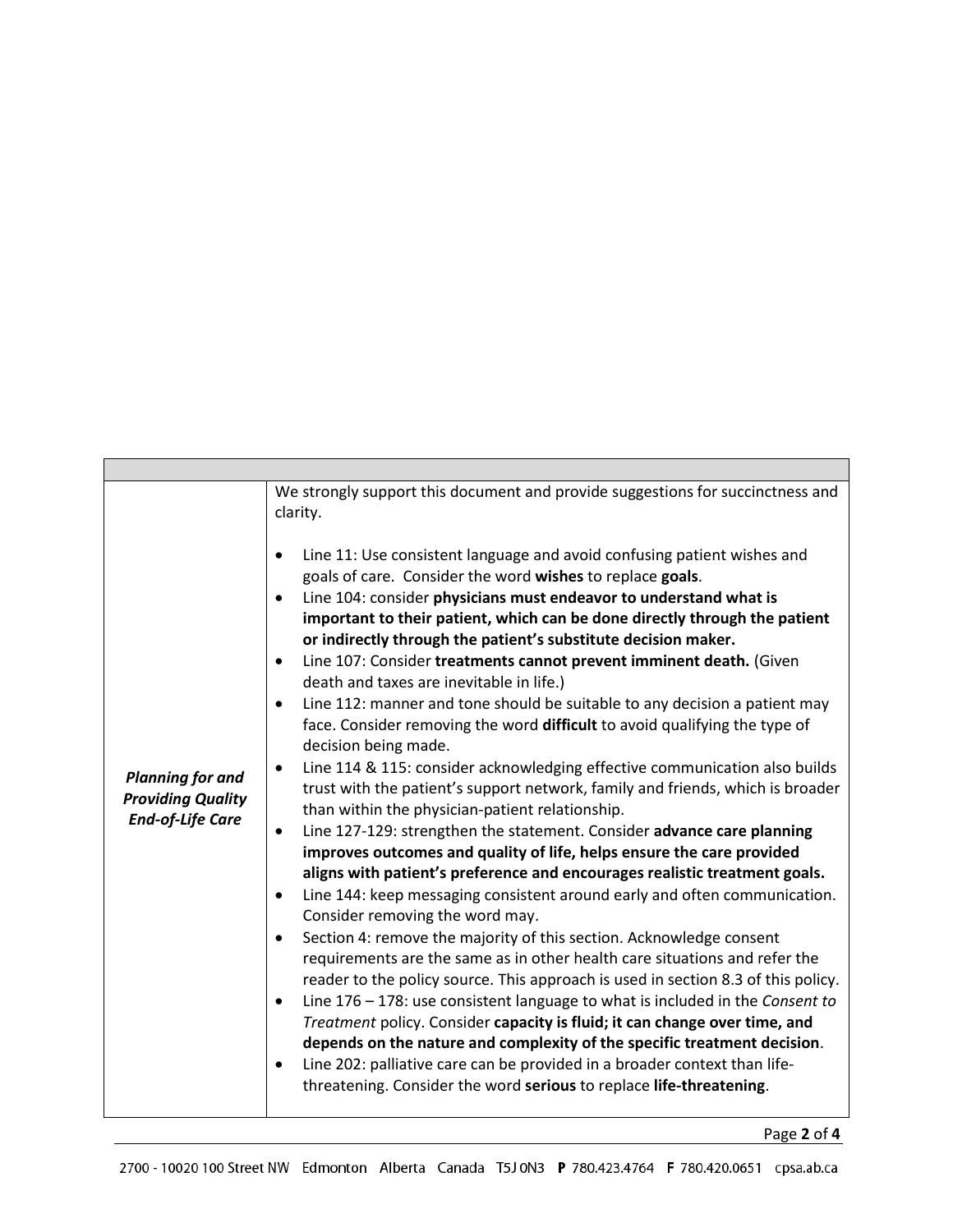| | |
|---|---|
| ***Planning for and Providing Quality End-of-Life Care*** | We strongly support this document and provide suggestions for succinctness and clarity.<br><br>• Line 11: Use consistent language and avoid confusing patient wishes and goals of care. Consider the word **wishes** to replace **goals**.<br>• Line 104: consider **physicians must endeavor to understand what is important to their patient, which can be done directly through the patient or indirectly through the patient's substitute decision maker.**<br>• Line 107: Consider **treatments cannot prevent imminent death.** (Given death and taxes are inevitable in life.)<br>• Line 112: manner and tone should be suitable to any decision a patient may face. Consider removing the word **difficult** to avoid qualifying the type of decision being made.<br>• Line 114 & 115: consider acknowledging effective communication also builds trust with the patient's support network, family and friends, which is broader than within the physician-patient relationship.<br>• Line 127-129: strengthen the statement. Consider **advance care planning improves outcomes and quality of life, helps ensure the care provided aligns with patient's preference and encourages realistic treatment goals.**<br>• Line 144: keep messaging consistent around early and often communication. Consider removing the word may.<br>• Section 4: remove the majority of this section. Acknowledge consent requirements are the same as in other health care situations and refer the reader to the policy source. This approach is used in section 8.3 of this policy.<br>• Line 176 – 178: use consistent language to what is included in the *Consent to Treatment* policy. Consider **capacity is fluid; it can change over time, and depends on the nature and complexity of the specific treatment decision**.<br>• Line 202: palliative care can be provided in a broader context than life-threatening. Consider the word **serious** to replace **life-threatening**. |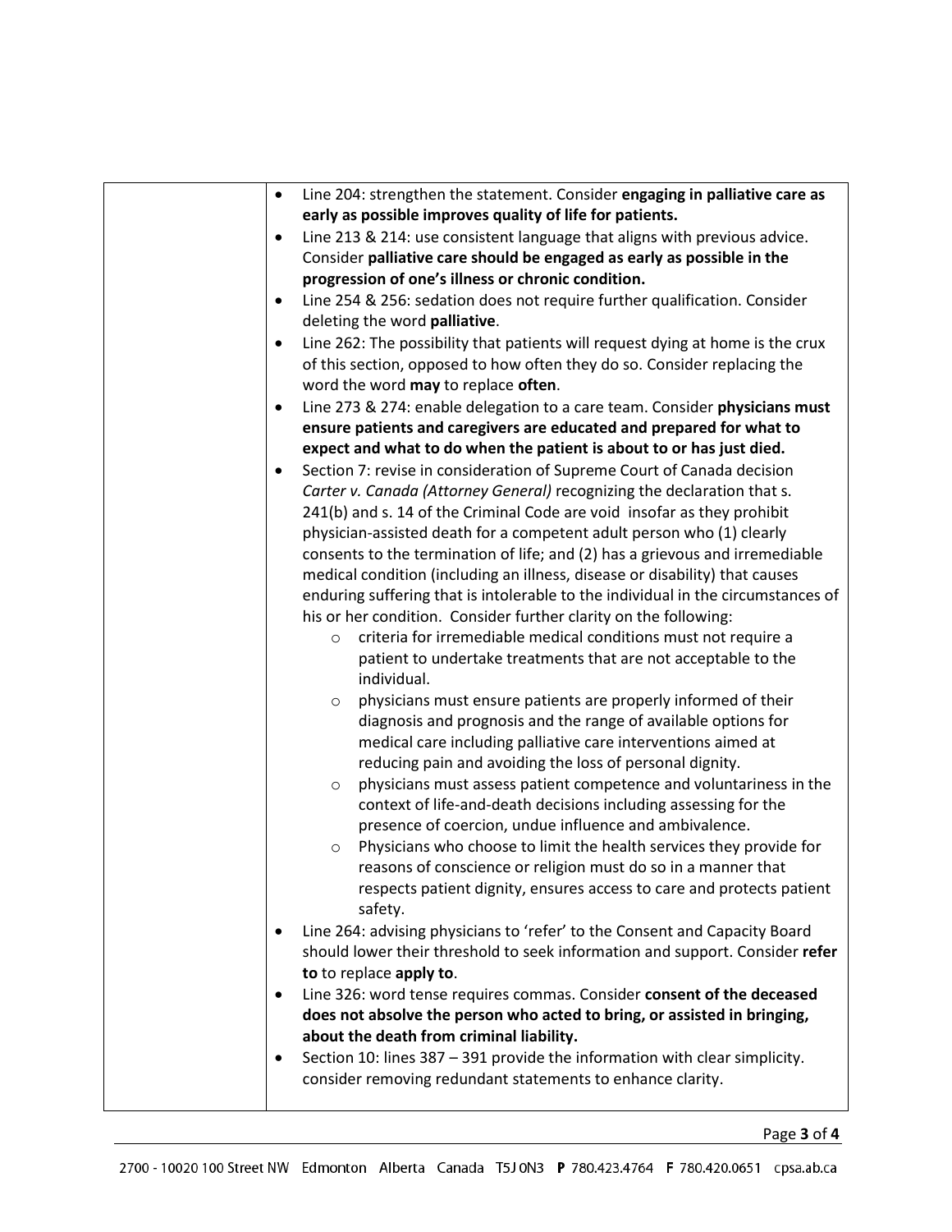- Line 204: strengthen the statement. Consider **engaging in palliative care as early as possible improves quality of life for patients.**
- Line 213 & 214: use consistent language that aligns with previous advice. Consider **palliative care should be engaged as early as possible in the progression of one's illness or chronic condition.**
- Line 254 & 256: sedation does not require further qualification. Consider deleting the word **palliative**.
- Line 262: The possibility that patients will request dying at home is the crux of this section, opposed to how often they do so. Consider replacing the word the word **may** to replace **often**.
- Line 273 & 274: enable delegation to a care team. Consider **physicians must ensure patients and caregivers are educated and prepared for what to expect and what to do when the patient is about to or has just died.**
- Section 7: revise in consideration of Supreme Court of Canada decision *Carter v. Canada (Attorney General)* recognizing the declaration that s. 241(b) and s. 14 of the Criminal Code are void insofar as they prohibit physician-assisted death for a competent adult person who (1) clearly consents to the termination of life; and (2) has a grievous and irremediable medical condition (including an illness, disease or disability) that causes enduring suffering that is intolerable to the individual in the circumstances of his or her condition. Consider further clarity on the following:
  - criteria for irremediable medical conditions must not require a patient to undertake treatments that are not acceptable to the individual.
  - physicians must ensure patients are properly informed of their diagnosis and prognosis and the range of available options for medical care including palliative care interventions aimed at reducing pain and avoiding the loss of personal dignity.
  - physicians must assess patient competence and voluntariness in the context of life-and-death decisions including assessing for the presence of coercion, undue influence and ambivalence.
  - Physicians who choose to limit the health services they provide for reasons of conscience or religion must do so in a manner that respects patient dignity, ensures access to care and protects patient safety.
- Line 264: advising physicians to 'refer' to the Consent and Capacity Board should lower their threshold to seek information and support. Consider **refer to** to replace **apply to**.
- Line 326: word tense requires commas. Consider **consent of the deceased does not absolve the person who acted to bring, or assisted in bringing, about the death from criminal liability.**
- Section 10: lines 387 – 391 provide the information with clear simplicity. consider removing redundant statements to enhance clarity.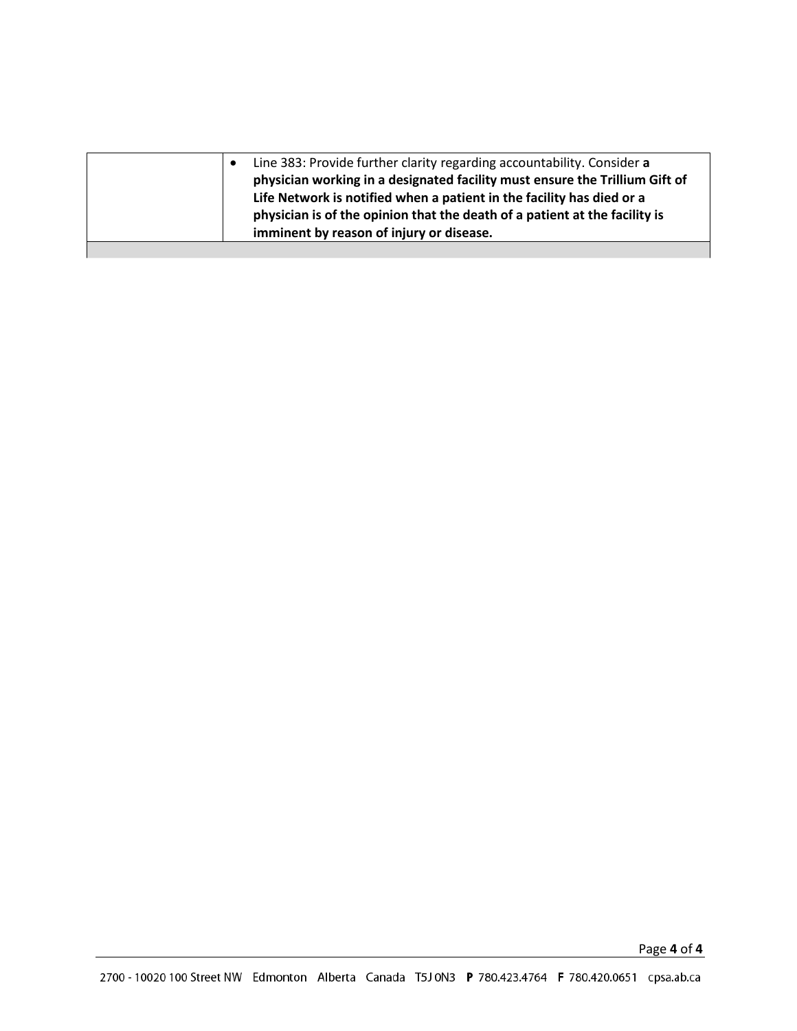| | |
|---|---|
| | • Line 383: Provide further clarity regarding accountability. Consider **a physician working in a designated facility must ensure the Trillium Gift of Life Network is notified when a patient in the facility has died or a physician is of the opinion that the death of a patient at the facility is imminent by reason of injury or disease.** |
| | |

2700 - 10020 100 Street NW Edmonton Alberta Canada T5J 0N3 **P** 780.423.4764 **F** 780.420.0651 cpsa.ab.ca